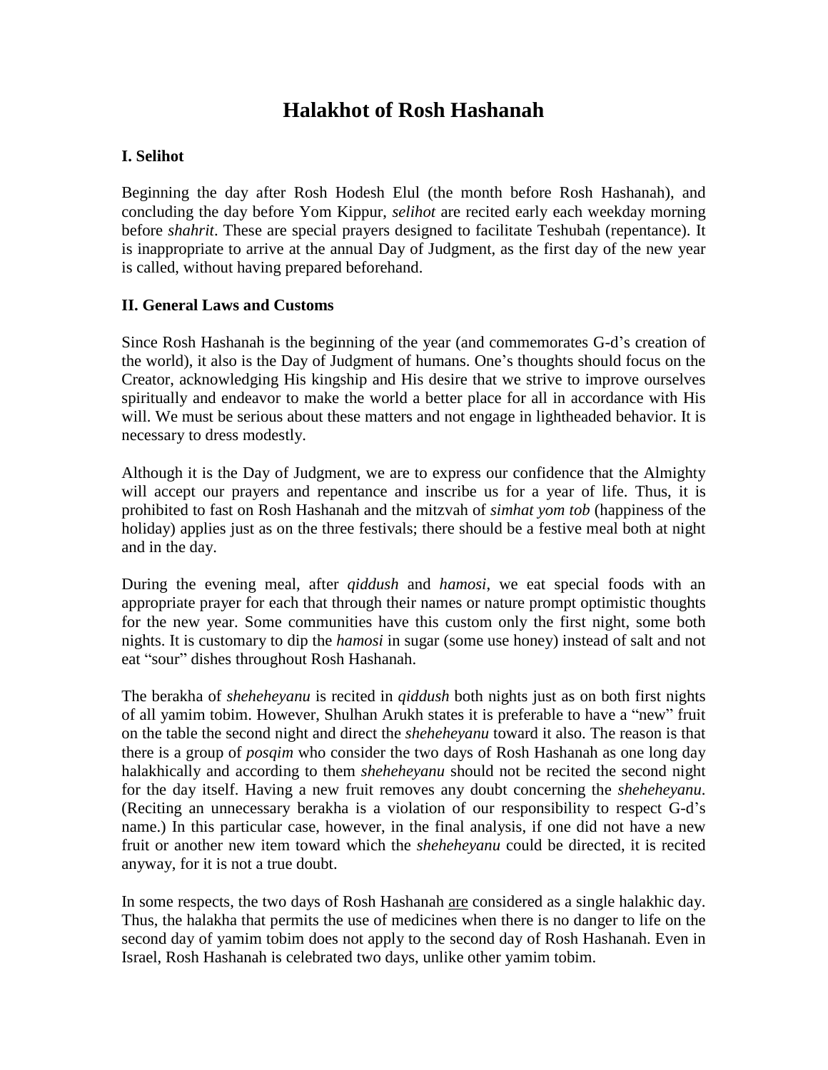# Halakhot of Rosh Hashanah

### I. Selihot

Beginning the day after Rosh Hodesh Elul (the month before Rosh Hashanah), and concluding the day before Yom Kippur, *selihot* are recited early each weekday morning before *shahrit*. These are special prayers designed to facilitate Teshubah (repentance). It is inappropriate to arrive at the annual Day of Judgment, as the first day of the new year is called, without having prepared beforehand.

### II. General Laws and Customs

Since Rosh Hashanah is the beginning of the year (and commemorates G-d's creation of the world), it also is the Day of Judgment of humans. One's thoughts should focus on the Creator, acknowledging His kingship and His desire that we strive to improve ourselves spiritually and endeavor to make the world a better place for all in accordance with His will. We must be serious about these matters and not engage in lightheaded behavior. It is necessary to dress modestly.

Although it is the Day of Judgment, we are to express our confidence that the Almighty will accept our prayers and repentance and inscribe us for a year of life. Thus, it is prohibited to fast on Rosh Hashanah and the mitzvah of *simhat yom tob* (happiness of the holiday) applies just as on the three festivals; there should be a festive meal both at night and in the day.

During the evening meal, after *qiddush* and *hamosi*, we eat special foods with an appropriate prayer for each that through their names or nature prompt optimistic thoughts for the new year. Some communities have this custom only the first night, some both nights. It is customary to dip the *hamosi* in sugar (some use honey) instead of salt and not eat "sour" dishes throughout Rosh Hashanah.

The berakha of *sheheheyanu* is recited in *qiddush* both nights just as on both first nights of all yamim tobim. However, Shulhan Arukh states it is preferable to have a "new" fruit on the table the second night and direct the *sheheheyanu* toward it also. The reason is that there is a group of *posqim* who consider the two days of Rosh Hashanah as one long day halakhically and according to them *sheheheyanu* should not be recited the second night for the day itself. Having a new fruit removes any doubt concerning the *sheheheyanu*. (Reciting an unnecessary berakha is a violation of our responsibility to respect G-d's name.) In this particular case, however, in the final analysis, if one did not have a new fruit or another new item toward which the *sheheheyanu* could be directed, it is recited anyway, for it is not a true doubt.

In some respects, the two days of Rosh Hashanah <u>are</u> considered as a single halakhic day. Thus, the halakha that permits the use of medicines when there is no danger to life on the second day of yamim tobim does not apply to the second day of Rosh Hashanah. Even in Israel, Rosh Hashanah is celebrated two days, unlike other yamim tobim.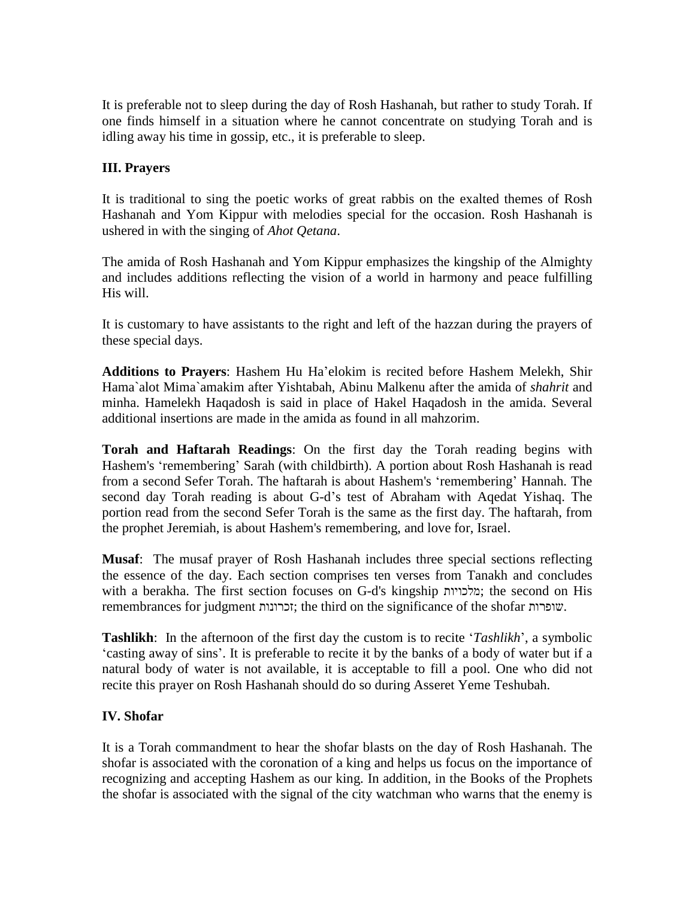It is preferable not to sleep during the day of Rosh Hashanah, but rather to study Torah. If one finds himself in a situation where he cannot concentrate on studying Torah and is idling away his time in gossip, etc., it is preferable to sleep.

### III. Prayers

It is traditional to sing the poetic works of great rabbis on the exalted themes of Rosh Hashanah and Yom Kippur with melodies special for the occasion. Rosh Hashanah is ushered in with the singing of *Ahot Qetana*.

The amida of Rosh Hashanah and Yom Kippur emphasizes the kingship of the Almighty and includes additions reflecting the vision of a world in harmony and peace fulfilling His will.

It is customary to have assistants to the right and left of the hazzan during the prayers of these special days.

**Additions to Prayers**: Hashem Hu Ha'elokim is recited before Hashem Melekh, Shir Hama`alot Mima`amakim after Yishtabah, Abinu Malkenu after the amida of *shahrit* and minha. Hamelekh Haqadosh is said in place of Hakel Haqadosh in the amida. Several additional insertions are made in the amida as found in all mahzorim.

**Torah and Haftarah Readings**: On the first day the Torah reading begins with Hashem's 'remembering' Sarah (with childbirth). A portion about Rosh Hashanah is read from a second Sefer Torah. The haftarah is about Hashem's 'remembering' Hannah. The second day Torah reading is about G-d's test of Abraham with Aqedat Yishaq. The portion read from the second Sefer Torah is the same as the first day. The haftarah, from the prophet Jeremiah, is about Hashem's remembering, and love for, Israel.

**Musaf**: The musaf prayer of Rosh Hashanah includes three special sections reflecting the essence of the day. Each section comprises ten verses from Tanakh and concludes with a berakha. The first section focuses on G-d's kingship מלכויות; the second on His remembrances for judgment זכרונות; the third on the significance of the shofar שופרות.

**Tashlikh**: In the afternoon of the first day the custom is to recite '*Tashlikh*', a symbolic 'casting away of sins'. It is preferable to recite it by the banks of a body of water but if a natural body of water is not available, it is acceptable to fill a pool. One who did not recite this prayer on Rosh Hashanah should do so during Asseret Yeme Teshubah.

### IV. Shofar

It is a Torah commandment to hear the shofar blasts on the day of Rosh Hashanah. The shofar is associated with the coronation of a king and helps us focus on the importance of recognizing and accepting Hashem as our king. In addition, in the Books of the Prophets the shofar is associated with the signal of the city watchman who warns that the enemy is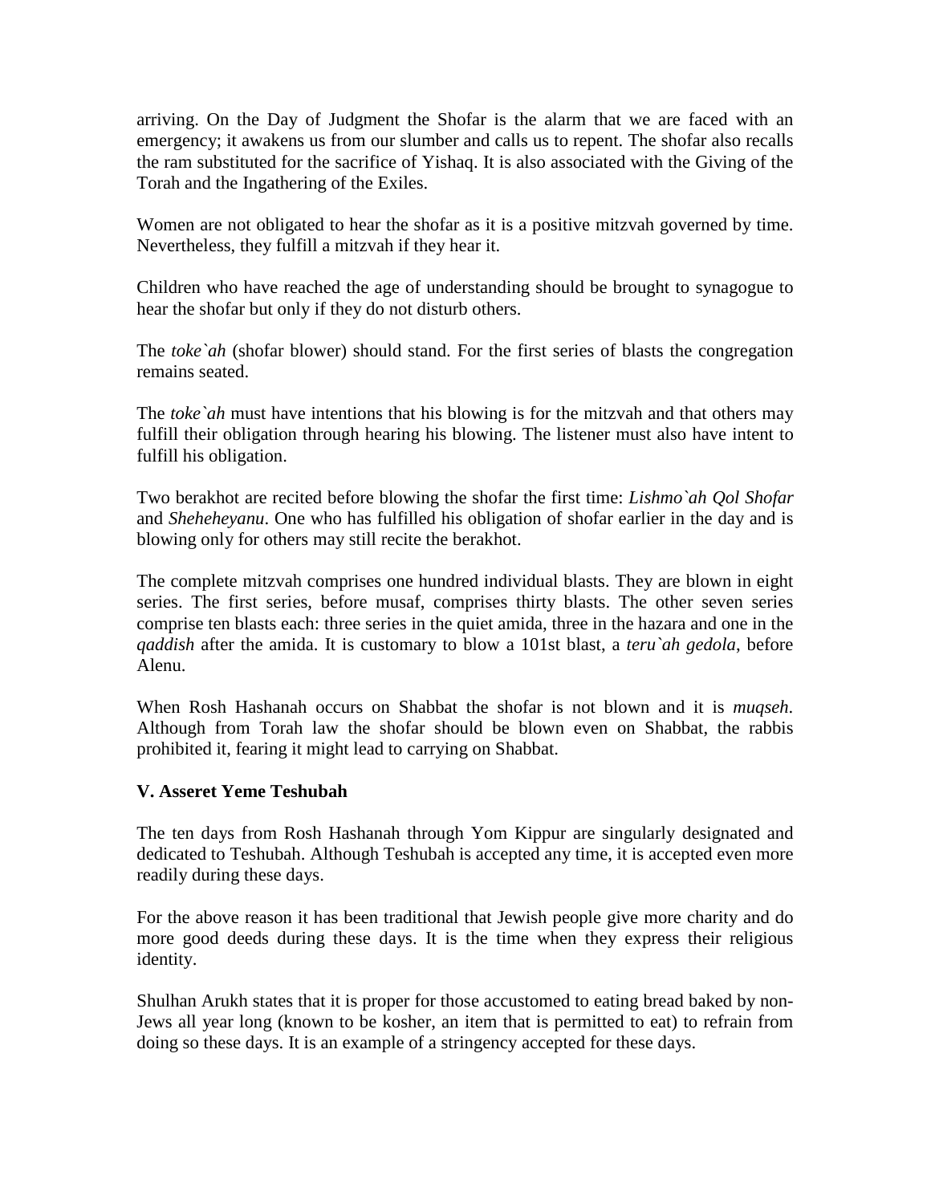arriving. On the Day of Judgment the Shofar is the alarm that we are faced with an emergency; it awakens us from our slumber and calls us to repent. The shofar also recalls the ram substituted for the sacrifice of Yishaq. It is also associated with the Giving of the Torah and the Ingathering of the Exiles.

Women are not obligated to hear the shofar as it is a positive mitzvah governed by time. Nevertheless, they fulfill a mitzvah if they hear it.

Children who have reached the age of understanding should be brought to synagogue to hear the shofar but only if they do not disturb others.

The *toke`ah* (shofar blower) should stand. For the first series of blasts the congregation remains seated.

The *toke`ah* must have intentions that his blowing is for the mitzvah and that others may fulfill their obligation through hearing his blowing. The listener must also have intent to fulfill his obligation.

Two berakhot are recited before blowing the shofar the first time: *Lishmo`ah Qol Shofar* and *Sheheheyanu*. One who has fulfilled his obligation of shofar earlier in the day and is blowing only for others may still recite the berakhot.

The complete mitzvah comprises one hundred individual blasts. They are blown in eight series. The first series, before musaf, comprises thirty blasts. The other seven series comprise ten blasts each: three series in the quiet amida, three in the hazara and one in the *qaddish* after the amida. It is customary to blow a 101st blast, a *teru`ah gedola*, before Alenu.

When Rosh Hashanah occurs on Shabbat the shofar is not blown and it is *muqseh*. Although from Torah law the shofar should be blown even on Shabbat, the rabbis prohibited it, fearing it might lead to carrying on Shabbat.

### V. Asseret Yeme Teshubah

The ten days from Rosh Hashanah through Yom Kippur are singularly designated and dedicated to Teshubah. Although Teshubah is accepted any time, it is accepted even more readily during these days.

For the above reason it has been traditional that Jewish people give more charity and do more good deeds during these days. It is the time when they express their religious identity.

Shulhan Arukh states that it is proper for those accustomed to eating bread baked by non-Jews all year long (known to be kosher, an item that is permitted to eat) to refrain from doing so these days. It is an example of a stringency accepted for these days.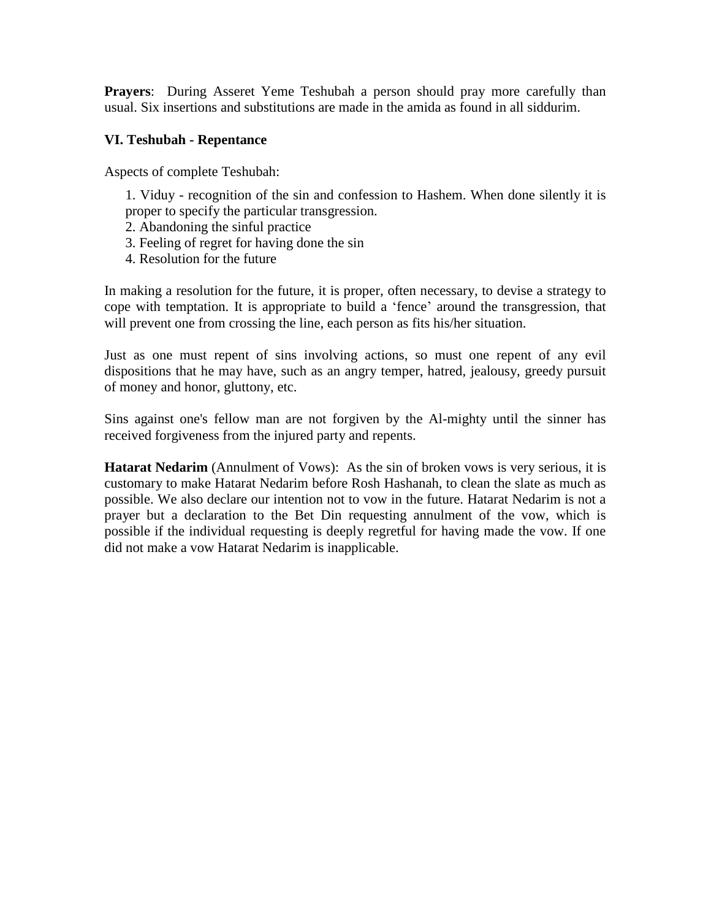**Prayers**: During Asseret Yeme Teshubah a person should pray more carefully than usual. Six insertions and substitutions are made in the amida as found in all siddurim.

## VI. Teshubah - Repentance

Aspects of complete Teshubah:

1. Viduy - recognition of the sin and confession to Hashem. When done silently it is proper to specify the particular transgression.
2. Abandoning the sinful practice
3. Feeling of regret for having done the sin
4. Resolution for the future

In making a resolution for the future, it is proper, often necessary, to devise a strategy to cope with temptation. It is appropriate to build a 'fence' around the transgression, that will prevent one from crossing the line, each person as fits his/her situation.

Just as one must repent of sins involving actions, so must one repent of any evil dispositions that he may have, such as an angry temper, hatred, jealousy, greedy pursuit of money and honor, gluttony, etc.

Sins against one's fellow man are not forgiven by the Al-mighty until the sinner has received forgiveness from the injured party and repents.

**Hatarat Nedarim** (Annulment of Vows): As the sin of broken vows is very serious, it is customary to make Hatarat Nedarim before Rosh Hashanah, to clean the slate as much as possible. We also declare our intention not to vow in the future. Hatarat Nedarim is not a prayer but a declaration to the Bet Din requesting annulment of the vow, which is possible if the individual requesting is deeply regretful for having made the vow. If one did not make a vow Hatarat Nedarim is inapplicable.